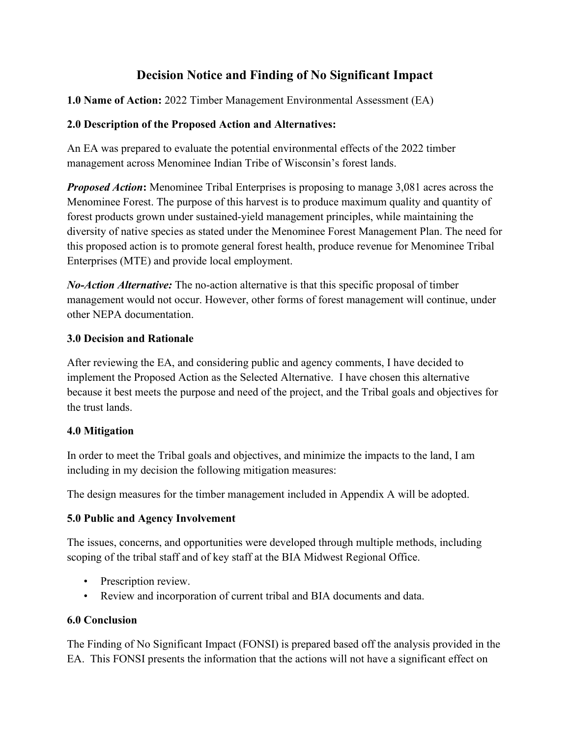# Decision Notice and Finding of No Significant Impact

**1.0 Name of Action:** 2022 Timber Management Environmental Assessment (EA)

**2.0 Description of the Proposed Action and Alternatives:**

An EA was prepared to evaluate the potential environmental effects of the 2022 timber management across Menominee Indian Tribe of Wisconsin's forest lands.

***Proposed Action*:** Menominee Tribal Enterprises is proposing to manage 3,081 acres across the Menominee Forest. The purpose of this harvest is to produce maximum quality and quantity of forest products grown under sustained-yield management principles, while maintaining the diversity of native species as stated under the Menominee Forest Management Plan. The need for this proposed action is to promote general forest health, produce revenue for Menominee Tribal Enterprises (MTE) and provide local employment.

***No-Action Alternative:*** The no-action alternative is that this specific proposal of timber management would not occur. However, other forms of forest management will continue, under other NEPA documentation.

**3.0 Decision and Rationale**

After reviewing the EA, and considering public and agency comments, I have decided to implement the Proposed Action as the Selected Alternative. I have chosen this alternative because it best meets the purpose and need of the project, and the Tribal goals and objectives for the trust lands.

**4.0 Mitigation**

In order to meet the Tribal goals and objectives, and minimize the impacts to the land, I am including in my decision the following mitigation measures:

The design measures for the timber management included in Appendix A will be adopted.

**5.0 Public and Agency Involvement**

The issues, concerns, and opportunities were developed through multiple methods, including scoping of the tribal staff and of key staff at the BIA Midwest Regional Office.

- Prescription review.
- Review and incorporation of current tribal and BIA documents and data.

**6.0 Conclusion**

The Finding of No Significant Impact (FONSI) is prepared based off the analysis provided in the EA. This FONSI presents the information that the actions will not have a significant effect on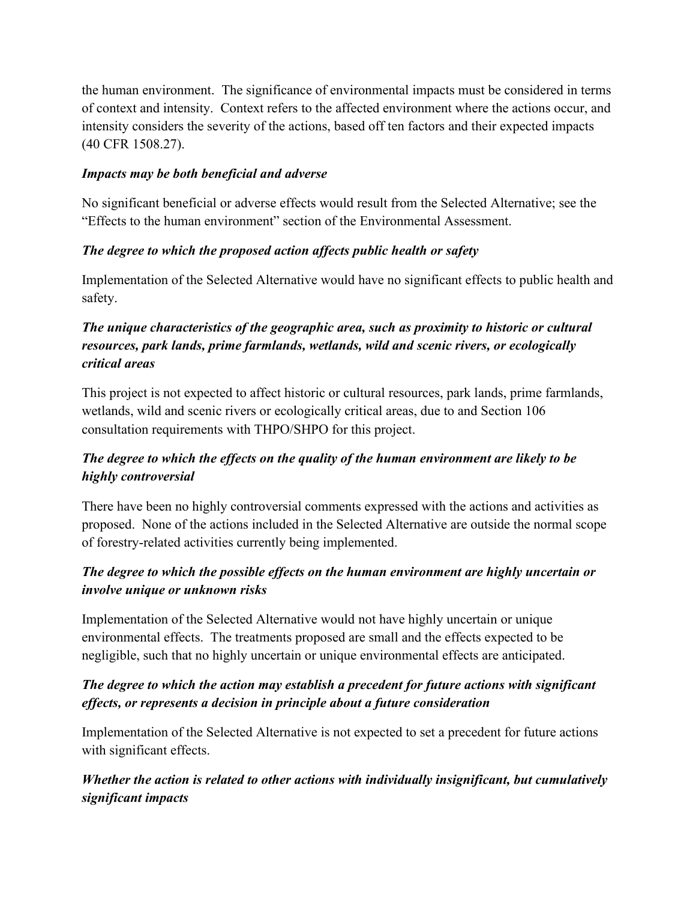the human environment. The significance of environmental impacts must be considered in terms of context and intensity. Context refers to the affected environment where the actions occur, and intensity considers the severity of the actions, based off ten factors and their expected impacts (40 CFR 1508.27).

***Impacts may be both beneficial and adverse***

No significant beneficial or adverse effects would result from the Selected Alternative; see the "Effects to the human environment" section of the Environmental Assessment.

***The degree to which the proposed action affects public health or safety***

Implementation of the Selected Alternative would have no significant effects to public health and safety.

***The unique characteristics of the geographic area, such as proximity to historic or cultural resources, park lands, prime farmlands, wetlands, wild and scenic rivers, or ecologically critical areas***

This project is not expected to affect historic or cultural resources, park lands, prime farmlands, wetlands, wild and scenic rivers or ecologically critical areas, due to and Section 106 consultation requirements with THPO/SHPO for this project.

***The degree to which the effects on the quality of the human environment are likely to be highly controversial***

There have been no highly controversial comments expressed with the actions and activities as proposed. None of the actions included in the Selected Alternative are outside the normal scope of forestry-related activities currently being implemented.

***The degree to which the possible effects on the human environment are highly uncertain or involve unique or unknown risks***

Implementation of the Selected Alternative would not have highly uncertain or unique environmental effects. The treatments proposed are small and the effects expected to be negligible, such that no highly uncertain or unique environmental effects are anticipated.

***The degree to which the action may establish a precedent for future actions with significant effects, or represents a decision in principle about a future consideration***

Implementation of the Selected Alternative is not expected to set a precedent for future actions with significant effects.

***Whether the action is related to other actions with individually insignificant, but cumulatively significant impacts***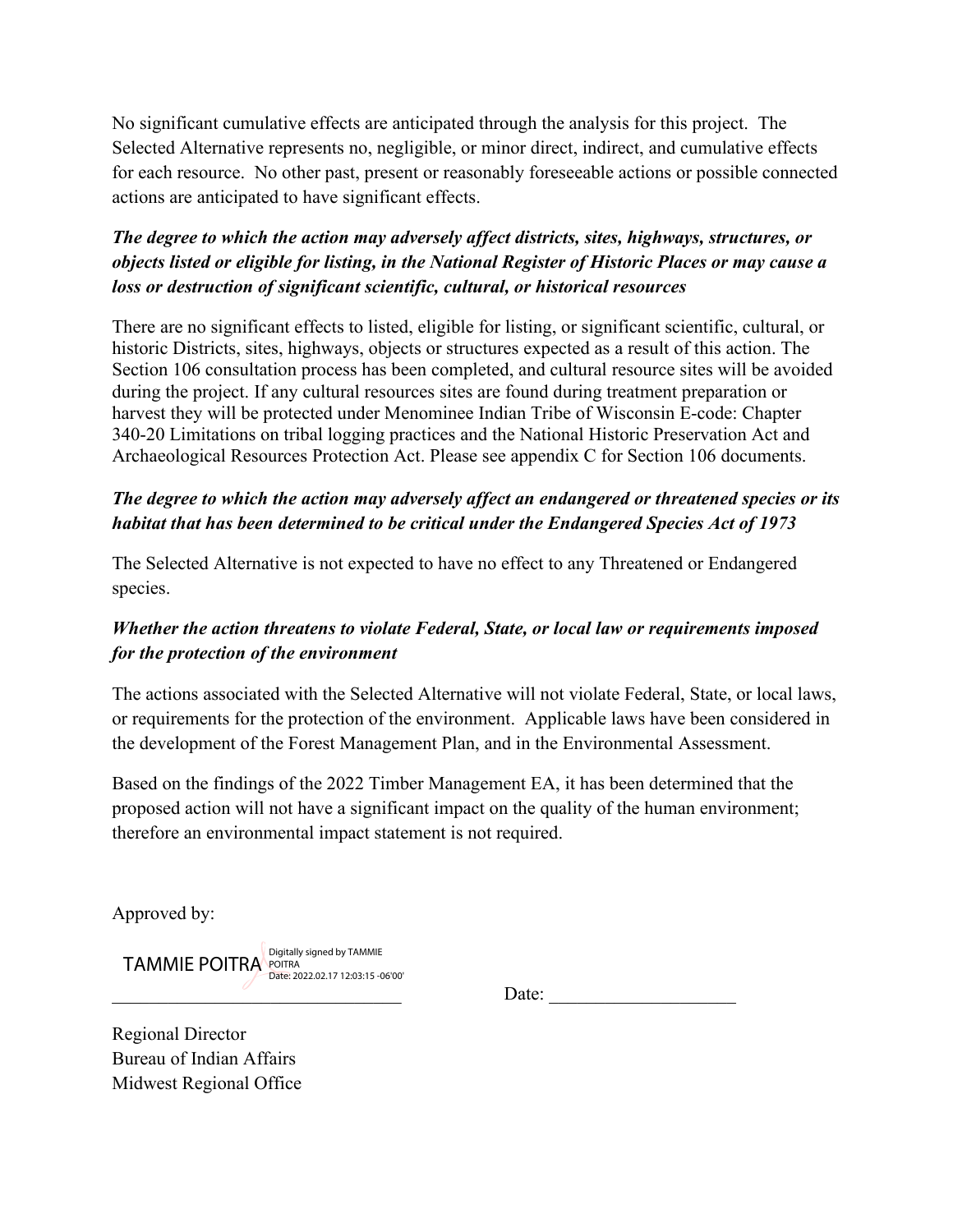No significant cumulative effects are anticipated through the analysis for this project. The Selected Alternative represents no, negligible, or minor direct, indirect, and cumulative effects for each resource. No other past, present or reasonably foreseeable actions or possible connected actions are anticipated to have significant effects.

***The degree to which the action may adversely affect districts, sites, highways, structures, or objects listed or eligible for listing, in the National Register of Historic Places or may cause a loss or destruction of significant scientific, cultural, or historical resources***

There are no significant effects to listed, eligible for listing, or significant scientific, cultural, or historic Districts, sites, highways, objects or structures expected as a result of this action. The Section 106 consultation process has been completed, and cultural resource sites will be avoided during the project. If any cultural resources sites are found during treatment preparation or harvest they will be protected under Menominee Indian Tribe of Wisconsin E-code: Chapter 340-20 Limitations on tribal logging practices and the National Historic Preservation Act and Archaeological Resources Protection Act. Please see appendix C for Section 106 documents.

***The degree to which the action may adversely affect an endangered or threatened species or its habitat that has been determined to be critical under the Endangered Species Act of 1973***

The Selected Alternative is not expected to have no effect to any Threatened or Endangered species.

***Whether the action threatens to violate Federal, State, or local law or requirements imposed for the protection of the environment***

The actions associated with the Selected Alternative will not violate Federal, State, or local laws, or requirements for the protection of the environment. Applicable laws have been considered in the development of the Forest Management Plan, and in the Environmental Assessment.

Based on the findings of the 2022 Timber Management EA, it has been determined that the proposed action will not have a significant impact on the quality of the human environment; therefore an environmental impact statement is not required.

Approved by:

TAMMIE POITRA Digitally signed by TAMMIE POITRA Date: 2022.02.17 12:03:15 -06'00'

________________________________ Date: ____________________

Regional Director
Bureau of Indian Affairs
Midwest Regional Office